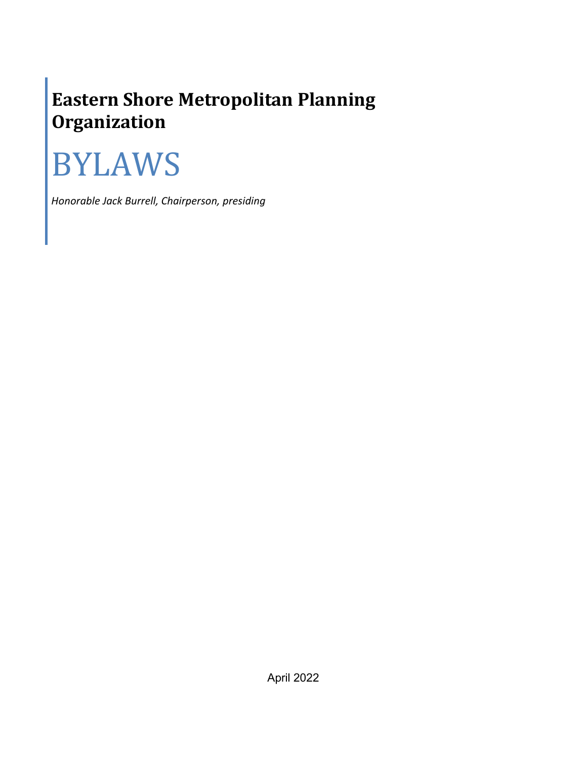## Eastern Shore Metropolitan Planning Organization

# BYLAWS

*Honorable Jack Burrell, Chairperson, presiding*

April 2022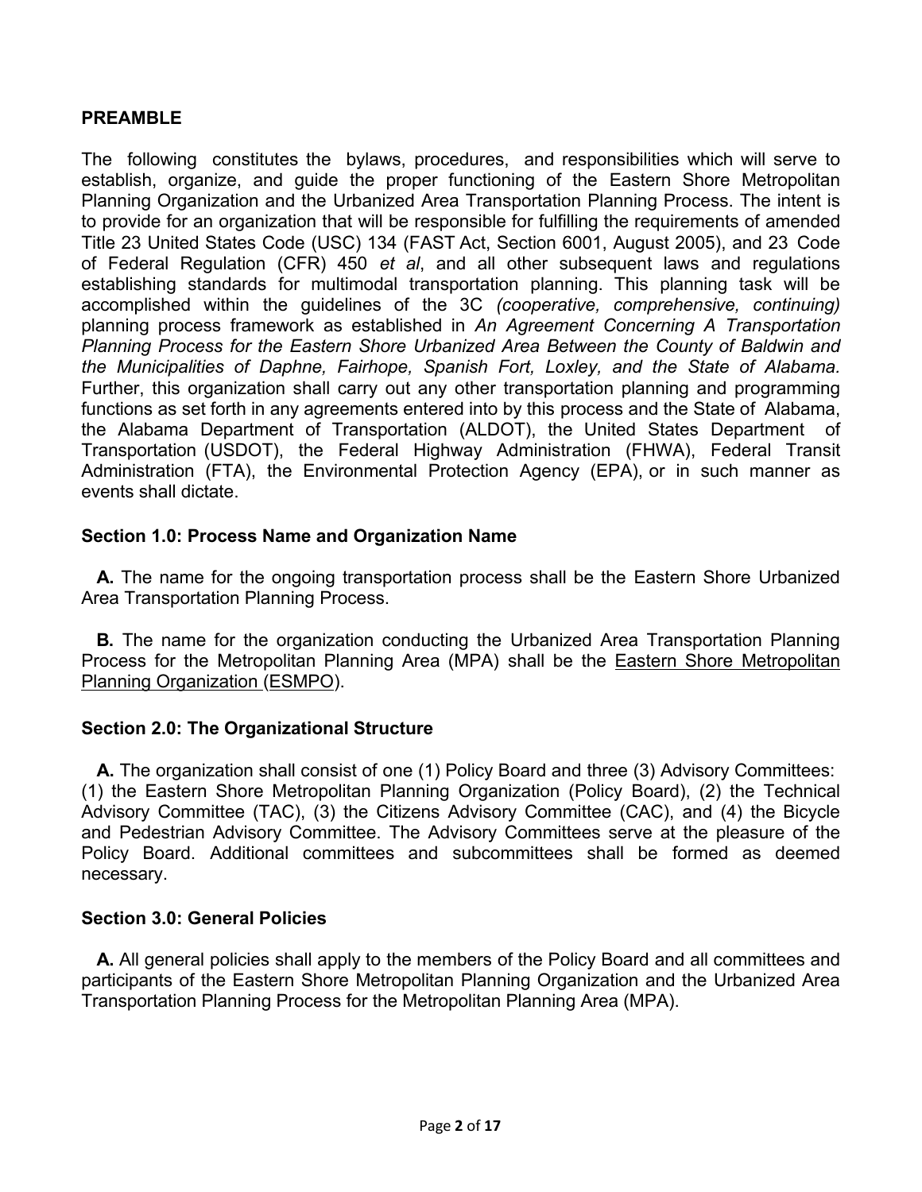## PREAMBLE

The following constitutes the bylaws, procedures, and responsibilities which will serve to establish, organize, and guide the proper functioning of the Eastern Shore Metropolitan Planning Organization and the Urbanized Area Transportation Planning Process. The intent is to provide for an organization that will be responsible for fulfilling the requirements of amended Title 23 United States Code (USC) 134 (FAST Act, Section 6001, August 2005), and 23 Code of Federal Regulation (CFR) 450 *et al*, and all other subsequent laws and regulations establishing standards for multimodal transportation planning. This planning task will be accomplished within the guidelines of the 3C *(cooperative, comprehensive, continuing)* planning process framework as established in *An Agreement Concerning A Transportation Planning Process for the Eastern Shore Urbanized Area Between the County of Baldwin and the Municipalities of Daphne, Fairhope, Spanish Fort, Loxley, and the State of Alabama.* Further, this organization shall carry out any other transportation planning and programming functions as set forth in any agreements entered into by this process and the State of Alabama, the Alabama Department of Transportation (ALDOT), the United States Department of Transportation (USDOT), the Federal Highway Administration (FHWA), Federal Transit Administration (FTA), the Environmental Protection Agency (EPA), or in such manner as events shall dictate.

### Section 1.0: Process Name and Organization Name

**A.** The name for the ongoing transportation process shall be the Eastern Shore Urbanized Area Transportation Planning Process.

**B.** The name for the organization conducting the Urbanized Area Transportation Planning Process for the Metropolitan Planning Area (MPA) shall be the <u>Eastern Shore Metropolitan Planning Organization (ESMPO</u>).

### Section 2.0: The Organizational Structure

**A.** The organization shall consist of one (1) Policy Board and three (3) Advisory Committees: (1) the Eastern Shore Metropolitan Planning Organization (Policy Board), (2) the Technical Advisory Committee (TAC), (3) the Citizens Advisory Committee (CAC), and (4) the Bicycle and Pedestrian Advisory Committee. The Advisory Committees serve at the pleasure of the Policy Board. Additional committees and subcommittees shall be formed as deemed necessary.

### Section 3.0: General Policies

**A.** All general policies shall apply to the members of the Policy Board and all committees and participants of the Eastern Shore Metropolitan Planning Organization and the Urbanized Area Transportation Planning Process for the Metropolitan Planning Area (MPA).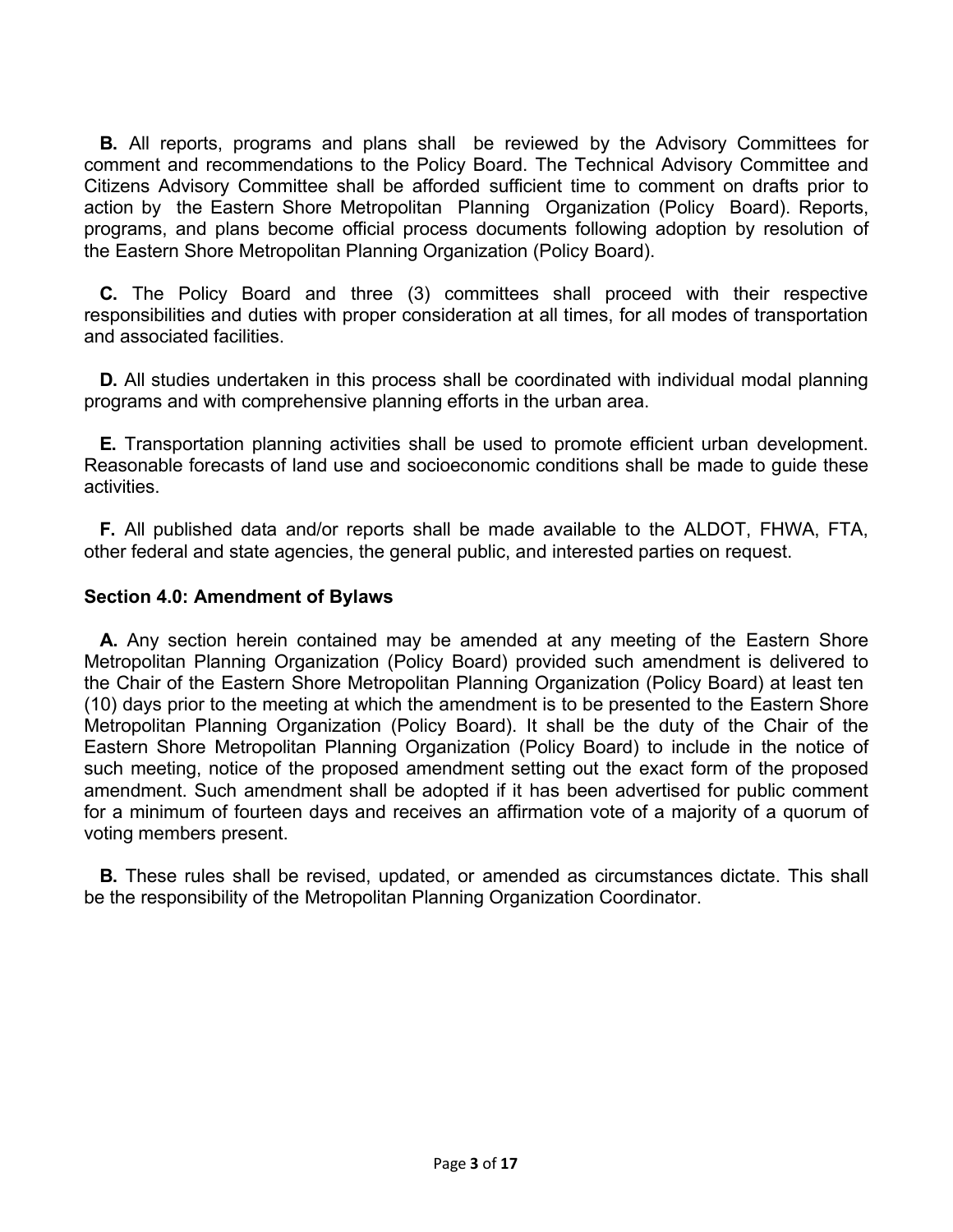**B.** All reports, programs and plans shall be reviewed by the Advisory Committees for comment and recommendations to the Policy Board. The Technical Advisory Committee and Citizens Advisory Committee shall be afforded sufficient time to comment on drafts prior to action by the Eastern Shore Metropolitan Planning Organization (Policy Board). Reports, programs, and plans become official process documents following adoption by resolution of the Eastern Shore Metropolitan Planning Organization (Policy Board).

**C.** The Policy Board and three (3) committees shall proceed with their respective responsibilities and duties with proper consideration at all times, for all modes of transportation and associated facilities.

**D.** All studies undertaken in this process shall be coordinated with individual modal planning programs and with comprehensive planning efforts in the urban area.

**E.** Transportation planning activities shall be used to promote efficient urban development. Reasonable forecasts of land use and socioeconomic conditions shall be made to guide these activities.

**F.** All published data and/or reports shall be made available to the ALDOT, FHWA, FTA, other federal and state agencies, the general public, and interested parties on request.

### Section 4.0: Amendment of Bylaws

**A.** Any section herein contained may be amended at any meeting of the Eastern Shore Metropolitan Planning Organization (Policy Board) provided such amendment is delivered to the Chair of the Eastern Shore Metropolitan Planning Organization (Policy Board) at least ten (10) days prior to the meeting at which the amendment is to be presented to the Eastern Shore Metropolitan Planning Organization (Policy Board). It shall be the duty of the Chair of the Eastern Shore Metropolitan Planning Organization (Policy Board) to include in the notice of such meeting, notice of the proposed amendment setting out the exact form of the proposed amendment. Such amendment shall be adopted if it has been advertised for public comment for a minimum of fourteen days and receives an affirmation vote of a majority of a quorum of voting members present.

**B.** These rules shall be revised, updated, or amended as circumstances dictate. This shall be the responsibility of the Metropolitan Planning Organization Coordinator.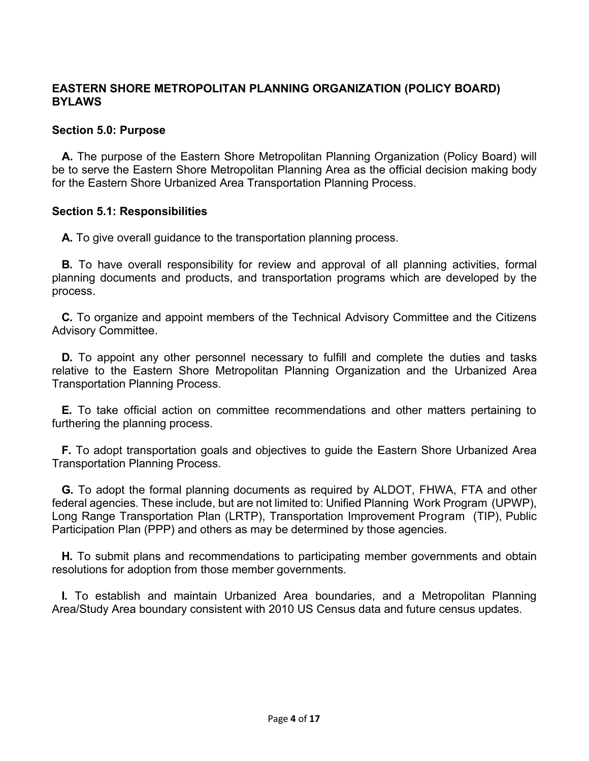## EASTERN SHORE METROPOLITAN PLANNING ORGANIZATION (POLICY BOARD) BYLAWS

### Section 5.0: Purpose

**A.** The purpose of the Eastern Shore Metropolitan Planning Organization (Policy Board) will be to serve the Eastern Shore Metropolitan Planning Area as the official decision making body for the Eastern Shore Urbanized Area Transportation Planning Process.

### Section 5.1: Responsibilities

**A.** To give overall guidance to the transportation planning process.

**B.** To have overall responsibility for review and approval of all planning activities, formal planning documents and products, and transportation programs which are developed by the process.

**C.** To organize and appoint members of the Technical Advisory Committee and the Citizens Advisory Committee.

**D.** To appoint any other personnel necessary to fulfill and complete the duties and tasks relative to the Eastern Shore Metropolitan Planning Organization and the Urbanized Area Transportation Planning Process.

**E.** To take official action on committee recommendations and other matters pertaining to furthering the planning process.

**F.** To adopt transportation goals and objectives to guide the Eastern Shore Urbanized Area Transportation Planning Process.

**G.** To adopt the formal planning documents as required by ALDOT, FHWA, FTA and other federal agencies. These include, but are not limited to: Unified Planning Work Program (UPWP), Long Range Transportation Plan (LRTP), Transportation Improvement Program (TIP), Public Participation Plan (PPP) and others as may be determined by those agencies.

**H.** To submit plans and recommendations to participating member governments and obtain resolutions for adoption from those member governments.

**I.** To establish and maintain Urbanized Area boundaries, and a Metropolitan Planning Area/Study Area boundary consistent with 2010 US Census data and future census updates.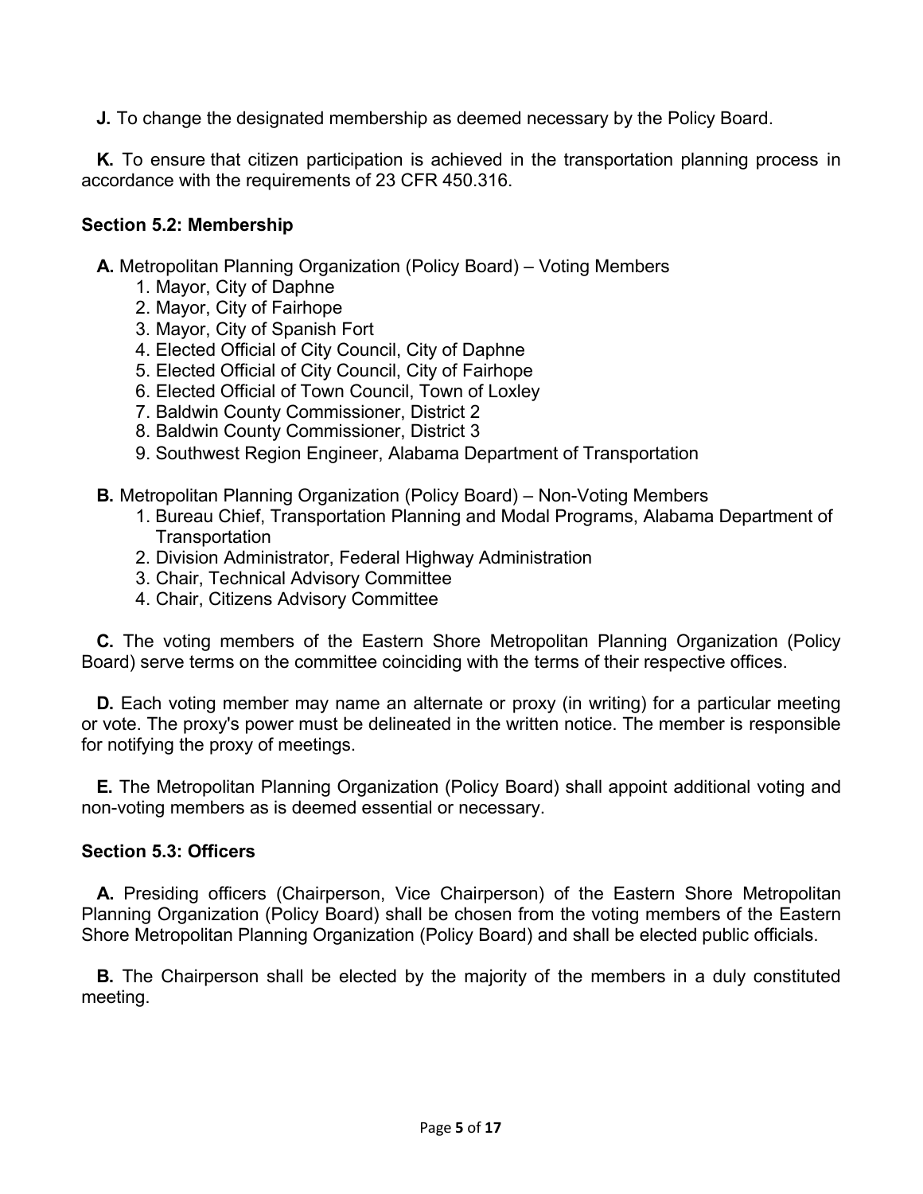**J.** To change the designated membership as deemed necessary by the Policy Board.

**K.** To ensure that citizen participation is achieved in the transportation planning process in accordance with the requirements of 23 CFR 450.316.

### Section 5.2: Membership

**A.** Metropolitan Planning Organization (Policy Board) – Voting Members

1. Mayor, City of Daphne
2. Mayor, City of Fairhope
3. Mayor, City of Spanish Fort
4. Elected Official of City Council, City of Daphne
5. Elected Official of City Council, City of Fairhope
6. Elected Official of Town Council, Town of Loxley
7. Baldwin County Commissioner, District 2
8. Baldwin County Commissioner, District 3
9. Southwest Region Engineer, Alabama Department of Transportation

**B.** Metropolitan Planning Organization (Policy Board) – Non-Voting Members

1. Bureau Chief, Transportation Planning and Modal Programs, Alabama Department of Transportation
2. Division Administrator, Federal Highway Administration
3. Chair, Technical Advisory Committee
4. Chair, Citizens Advisory Committee

**C.** The voting members of the Eastern Shore Metropolitan Planning Organization (Policy Board) serve terms on the committee coinciding with the terms of their respective offices.

**D.** Each voting member may name an alternate or proxy (in writing) for a particular meeting or vote. The proxy's power must be delineated in the written notice. The member is responsible for notifying the proxy of meetings.

**E.** The Metropolitan Planning Organization (Policy Board) shall appoint additional voting and non-voting members as is deemed essential or necessary.

### Section 5.3: Officers

**A.** Presiding officers (Chairperson, Vice Chairperson) of the Eastern Shore Metropolitan Planning Organization (Policy Board) shall be chosen from the voting members of the Eastern Shore Metropolitan Planning Organization (Policy Board) and shall be elected public officials.

**B.** The Chairperson shall be elected by the majority of the members in a duly constituted meeting.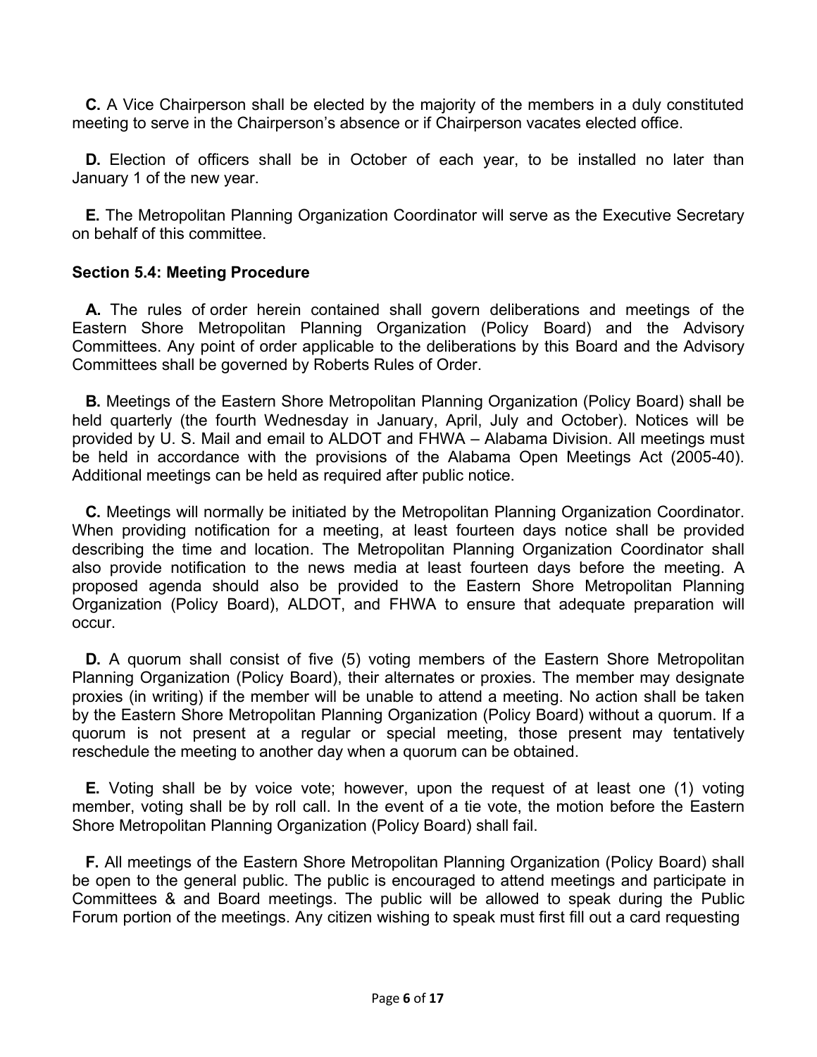**C.** A Vice Chairperson shall be elected by the majority of the members in a duly constituted meeting to serve in the Chairperson's absence or if Chairperson vacates elected office.

**D.** Election of officers shall be in October of each year, to be installed no later than January 1 of the new year.

**E.** The Metropolitan Planning Organization Coordinator will serve as the Executive Secretary on behalf of this committee.

### Section 5.4: Meeting Procedure

**A.** The rules of order herein contained shall govern deliberations and meetings of the Eastern Shore Metropolitan Planning Organization (Policy Board) and the Advisory Committees. Any point of order applicable to the deliberations by this Board and the Advisory Committees shall be governed by Roberts Rules of Order.

**B.** Meetings of the Eastern Shore Metropolitan Planning Organization (Policy Board) shall be held quarterly (the fourth Wednesday in January, April, July and October). Notices will be provided by U. S. Mail and email to ALDOT and FHWA – Alabama Division. All meetings must be held in accordance with the provisions of the Alabama Open Meetings Act (2005-40). Additional meetings can be held as required after public notice.

**C.** Meetings will normally be initiated by the Metropolitan Planning Organization Coordinator. When providing notification for a meeting, at least fourteen days notice shall be provided describing the time and location. The Metropolitan Planning Organization Coordinator shall also provide notification to the news media at least fourteen days before the meeting. A proposed agenda should also be provided to the Eastern Shore Metropolitan Planning Organization (Policy Board), ALDOT, and FHWA to ensure that adequate preparation will occur.

**D.** A quorum shall consist of five (5) voting members of the Eastern Shore Metropolitan Planning Organization (Policy Board), their alternates or proxies. The member may designate proxies (in writing) if the member will be unable to attend a meeting. No action shall be taken by the Eastern Shore Metropolitan Planning Organization (Policy Board) without a quorum. If a quorum is not present at a regular or special meeting, those present may tentatively reschedule the meeting to another day when a quorum can be obtained.

**E.** Voting shall be by voice vote; however, upon the request of at least one (1) voting member, voting shall be by roll call. In the event of a tie vote, the motion before the Eastern Shore Metropolitan Planning Organization (Policy Board) shall fail.

**F.** All meetings of the Eastern Shore Metropolitan Planning Organization (Policy Board) shall be open to the general public. The public is encouraged to attend meetings and participate in Committees & and Board meetings. The public will be allowed to speak during the Public Forum portion of the meetings. Any citizen wishing to speak must first fill out a card requesting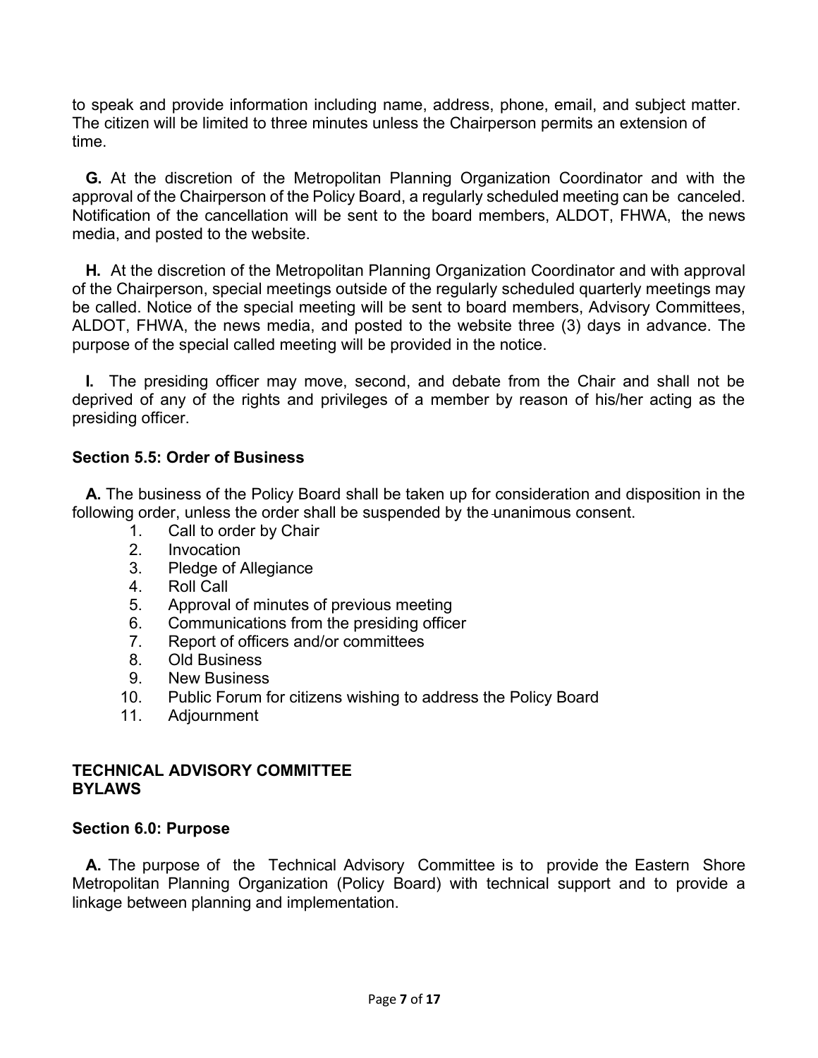to speak and provide information including name, address, phone, email, and subject matter. The citizen will be limited to three minutes unless the Chairperson permits an extension of time.

**G.** At the discretion of the Metropolitan Planning Organization Coordinator and with the approval of the Chairperson of the Policy Board, a regularly scheduled meeting can be canceled. Notification of the cancellation will be sent to the board members, ALDOT, FHWA, the news media, and posted to the website.

**H.** At the discretion of the Metropolitan Planning Organization Coordinator and with approval of the Chairperson, special meetings outside of the regularly scheduled quarterly meetings may be called. Notice of the special meeting will be sent to board members, Advisory Committees, ALDOT, FHWA, the news media, and posted to the website three (3) days in advance. The purpose of the special called meeting will be provided in the notice.

**I.** The presiding officer may move, second, and debate from the Chair and shall not be deprived of any of the rights and privileges of a member by reason of his/her acting as the presiding officer.

### Section 5.5: Order of Business

**A.** The business of the Policy Board shall be taken up for consideration and disposition in the following order, unless the order shall be suspended by the unanimous consent.

1. Call to order by Chair
2. Invocation
3. Pledge of Allegiance
4. Roll Call
5. Approval of minutes of previous meeting
6. Communications from the presiding officer
7. Report of officers and/or committees
8. Old Business
9. New Business
10. Public Forum for citizens wishing to address the Policy Board
11. Adjournment

## TECHNICAL ADVISORY COMMITTEE BYLAWS

### Section 6.0: Purpose

**A.** The purpose of the Technical Advisory Committee is to provide the Eastern Shore Metropolitan Planning Organization (Policy Board) with technical support and to provide a linkage between planning and implementation.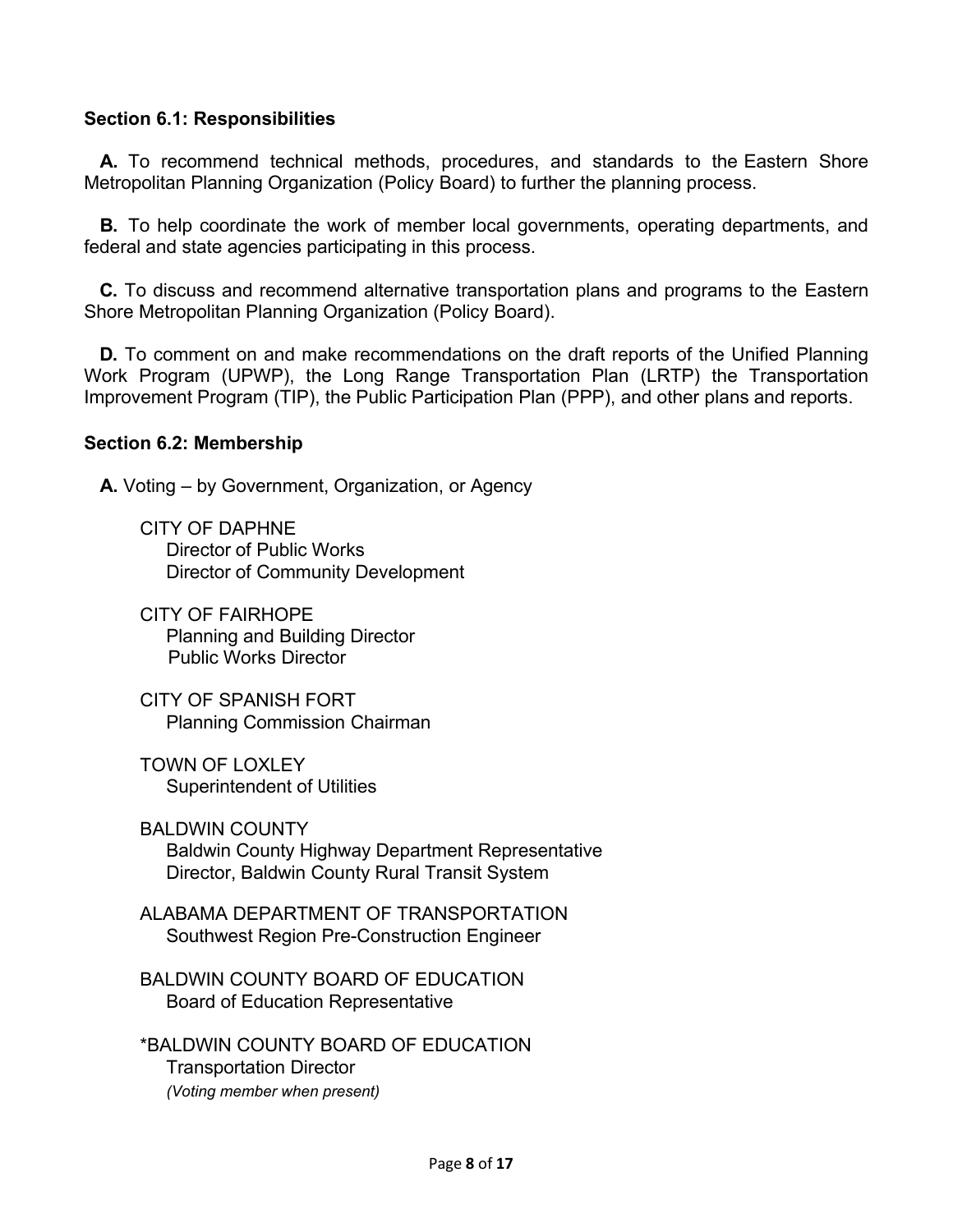### Section 6.1: Responsibilities

**A.** To recommend technical methods, procedures, and standards to the Eastern Shore Metropolitan Planning Organization (Policy Board) to further the planning process.

**B.** To help coordinate the work of member local governments, operating departments, and federal and state agencies participating in this process.

**C.** To discuss and recommend alternative transportation plans and programs to the Eastern Shore Metropolitan Planning Organization (Policy Board).

**D.** To comment on and make recommendations on the draft reports of the Unified Planning Work Program (UPWP), the Long Range Transportation Plan (LRTP) the Transportation Improvement Program (TIP), the Public Participation Plan (PPP), and other plans and reports.

### Section 6.2: Membership

**A.** Voting – by Government, Organization, or Agency

CITY OF DAPHNE
Director of Public Works
Director of Community Development

CITY OF FAIRHOPE
Planning and Building Director
Public Works Director

CITY OF SPANISH FORT
Planning Commission Chairman

TOWN OF LOXLEY
Superintendent of Utilities

BALDWIN COUNTY
Baldwin County Highway Department Representative
Director, Baldwin County Rural Transit System

ALABAMA DEPARTMENT OF TRANSPORTATION
Southwest Region Pre-Construction Engineer

BALDWIN COUNTY BOARD OF EDUCATION
Board of Education Representative

*BALDWIN COUNTY BOARD OF EDUCATION
Transportation Director
*(Voting member when present)*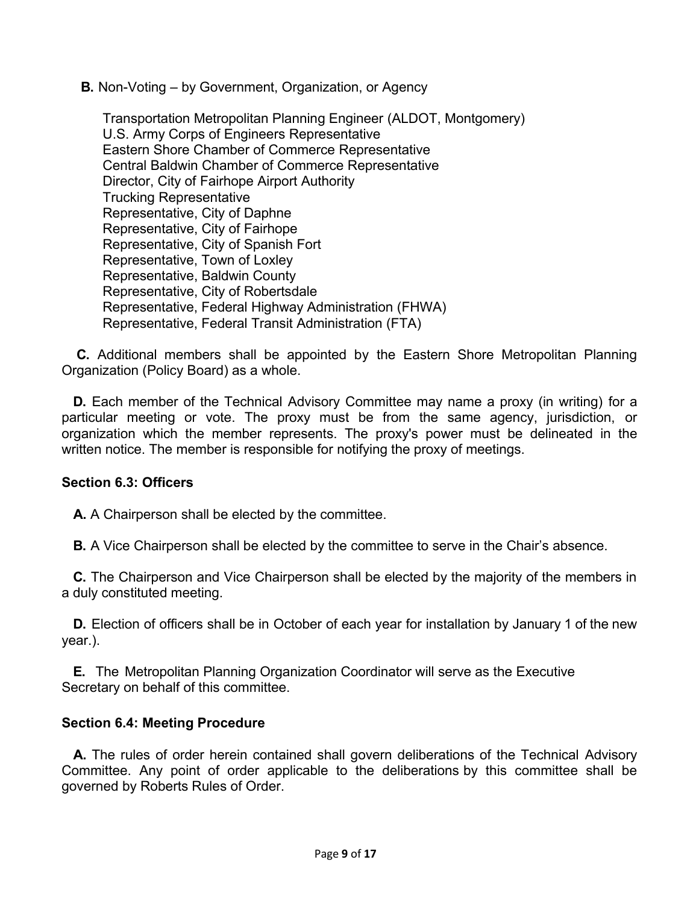**B.** Non-Voting – by Government, Organization, or Agency

Transportation Metropolitan Planning Engineer (ALDOT, Montgomery)
U.S. Army Corps of Engineers Representative
Eastern Shore Chamber of Commerce Representative
Central Baldwin Chamber of Commerce Representative
Director, City of Fairhope Airport Authority
Trucking Representative
Representative, City of Daphne
Representative, City of Fairhope
Representative, City of Spanish Fort
Representative, Town of Loxley
Representative, Baldwin County
Representative, City of Robertsdale
Representative, Federal Highway Administration (FHWA)
Representative, Federal Transit Administration (FTA)

**C.** Additional members shall be appointed by the Eastern Shore Metropolitan Planning Organization (Policy Board) as a whole.

**D.** Each member of the Technical Advisory Committee may name a proxy (in writing) for a particular meeting or vote. The proxy must be from the same agency, jurisdiction, or organization which the member represents. The proxy's power must be delineated in the written notice. The member is responsible for notifying the proxy of meetings.

**Section 6.3: Officers**

**A.** A Chairperson shall be elected by the committee.

**B.** A Vice Chairperson shall be elected by the committee to serve in the Chair's absence.

**C.** The Chairperson and Vice Chairperson shall be elected by the majority of the members in a duly constituted meeting.

**D.** Election of officers shall be in October of each year for installation by January 1 of the new year.).

**E.** The Metropolitan Planning Organization Coordinator will serve as the Executive Secretary on behalf of this committee.

**Section 6.4: Meeting Procedure**

**A.** The rules of order herein contained shall govern deliberations of the Technical Advisory Committee. Any point of order applicable to the deliberations by this committee shall be governed by Roberts Rules of Order.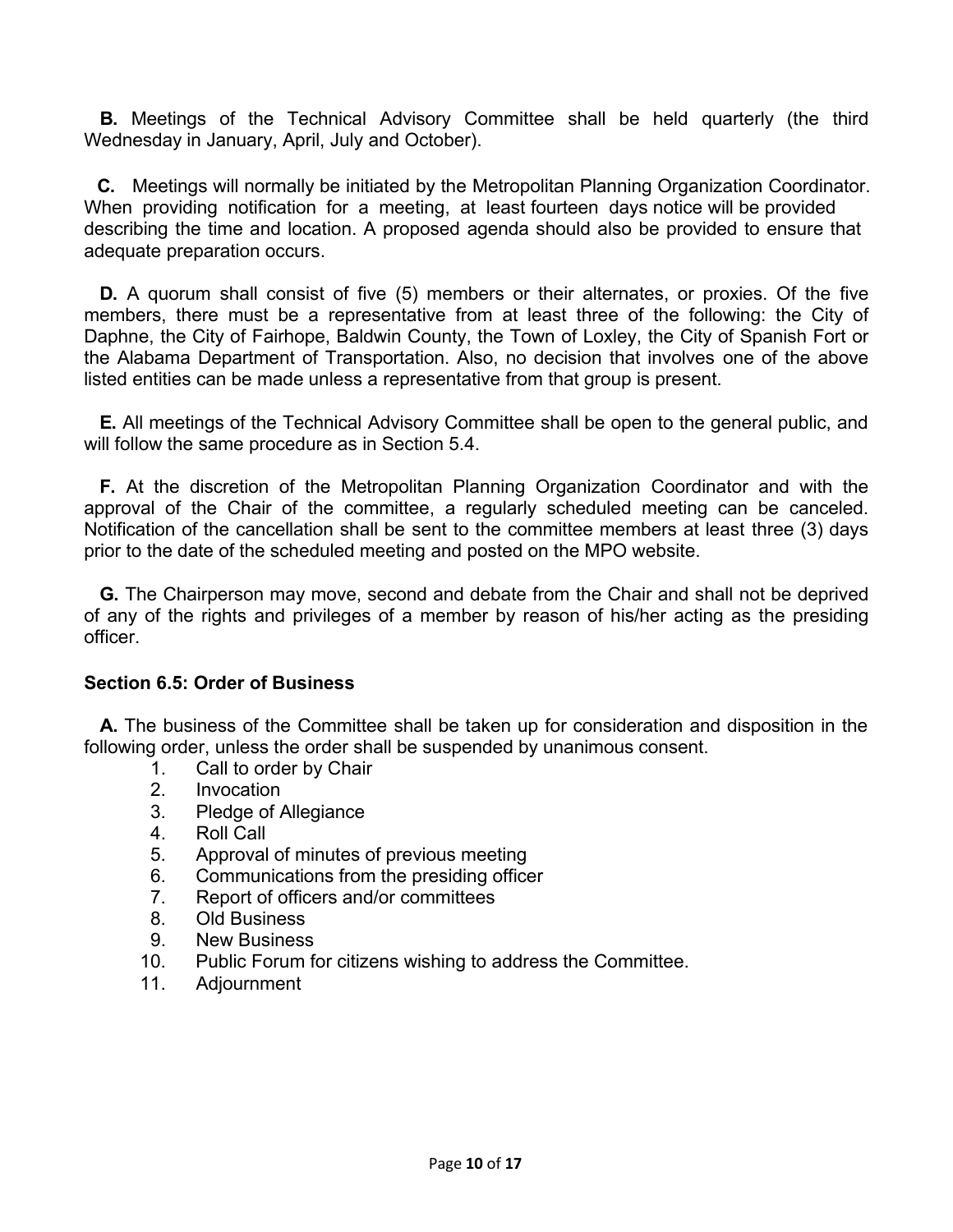**B.** Meetings of the Technical Advisory Committee shall be held quarterly (the third Wednesday in January, April, July and October).

**C.** Meetings will normally be initiated by the Metropolitan Planning Organization Coordinator. When providing notification for a meeting, at least fourteen days notice will be provided describing the time and location. A proposed agenda should also be provided to ensure that adequate preparation occurs.

**D.** A quorum shall consist of five (5) members or their alternates, or proxies. Of the five members, there must be a representative from at least three of the following: the City of Daphne, the City of Fairhope, Baldwin County, the Town of Loxley, the City of Spanish Fort or the Alabama Department of Transportation. Also, no decision that involves one of the above listed entities can be made unless a representative from that group is present.

**E.** All meetings of the Technical Advisory Committee shall be open to the general public, and will follow the same procedure as in Section 5.4.

**F.** At the discretion of the Metropolitan Planning Organization Coordinator and with the approval of the Chair of the committee, a regularly scheduled meeting can be canceled. Notification of the cancellation shall be sent to the committee members at least three (3) days prior to the date of the scheduled meeting and posted on the MPO website.

**G.** The Chairperson may move, second and debate from the Chair and shall not be deprived of any of the rights and privileges of a member by reason of his/her acting as the presiding officer.

### Section 6.5: Order of Business

**A.** The business of the Committee shall be taken up for consideration and disposition in the following order, unless the order shall be suspended by unanimous consent.

1. Call to order by Chair
2. Invocation
3. Pledge of Allegiance
4. Roll Call
5. Approval of minutes of previous meeting
6. Communications from the presiding officer
7. Report of officers and/or committees
8. Old Business
9. New Business
10. Public Forum for citizens wishing to address the Committee.
11. Adjournment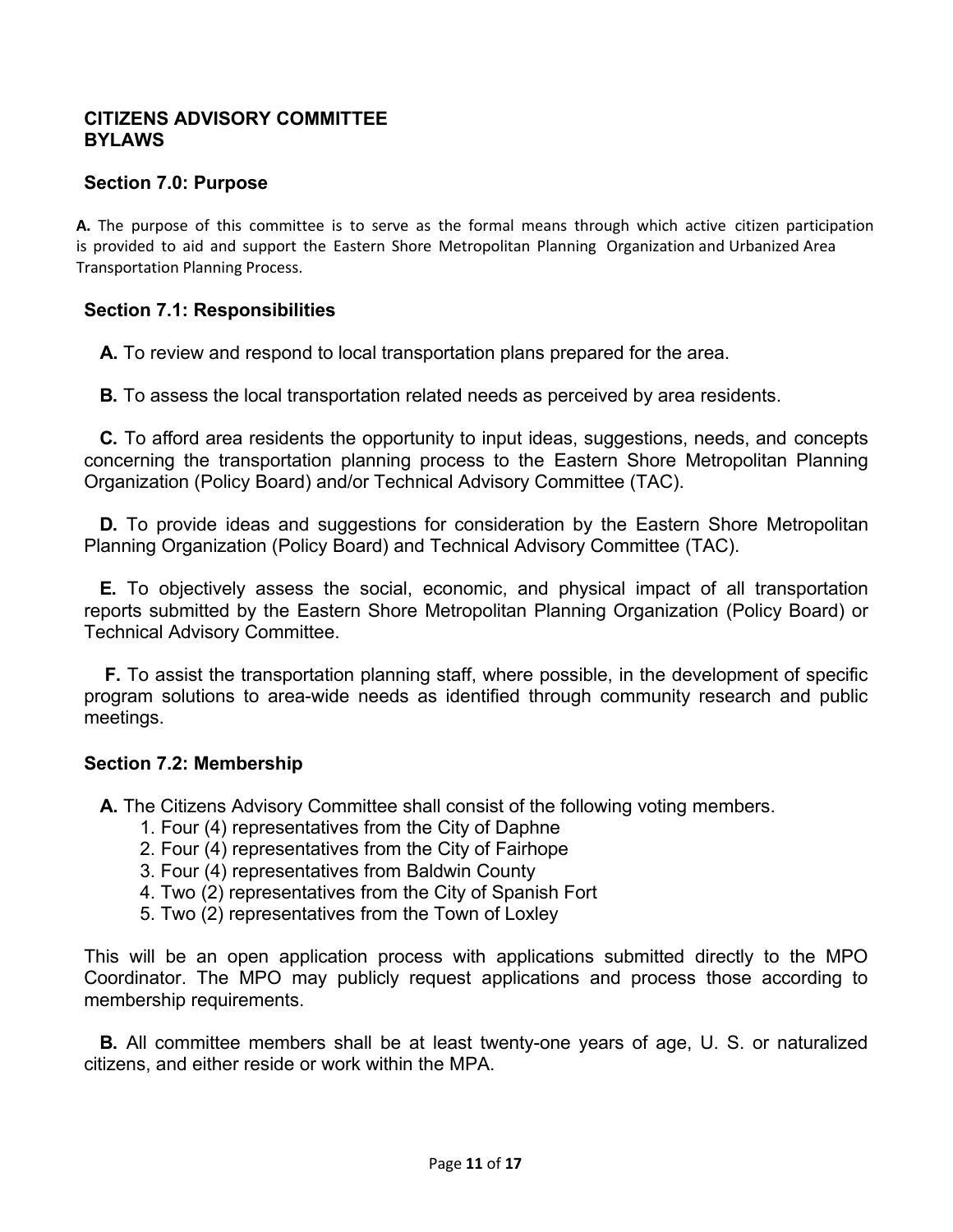## CITIZENS ADVISORY COMMITTEE BYLAWS

### Section 7.0: Purpose

**A.** The purpose of this committee is to serve as the formal means through which active citizen participation is provided to aid and support the Eastern Shore Metropolitan Planning Organization and Urbanized Area Transportation Planning Process.

### Section 7.1: Responsibilities

**A.** To review and respond to local transportation plans prepared for the area.

**B.** To assess the local transportation related needs as perceived by area residents.

**C.** To afford area residents the opportunity to input ideas, suggestions, needs, and concepts concerning the transportation planning process to the Eastern Shore Metropolitan Planning Organization (Policy Board) and/or Technical Advisory Committee (TAC).

**D.** To provide ideas and suggestions for consideration by the Eastern Shore Metropolitan Planning Organization (Policy Board) and Technical Advisory Committee (TAC).

**E.** To objectively assess the social, economic, and physical impact of all transportation reports submitted by the Eastern Shore Metropolitan Planning Organization (Policy Board) or Technical Advisory Committee.

**F.** To assist the transportation planning staff, where possible, in the development of specific program solutions to area-wide needs as identified through community research and public meetings.

### Section 7.2: Membership

**A.** The Citizens Advisory Committee shall consist of the following voting members.

1. Four (4) representatives from the City of Daphne
2. Four (4) representatives from the City of Fairhope
3. Four (4) representatives from Baldwin County
4. Two (2) representatives from the City of Spanish Fort
5. Two (2) representatives from the Town of Loxley

This will be an open application process with applications submitted directly to the MPO Coordinator. The MPO may publicly request applications and process those according to membership requirements.

**B.** All committee members shall be at least twenty-one years of age, U. S. or naturalized citizens, and either reside or work within the MPA.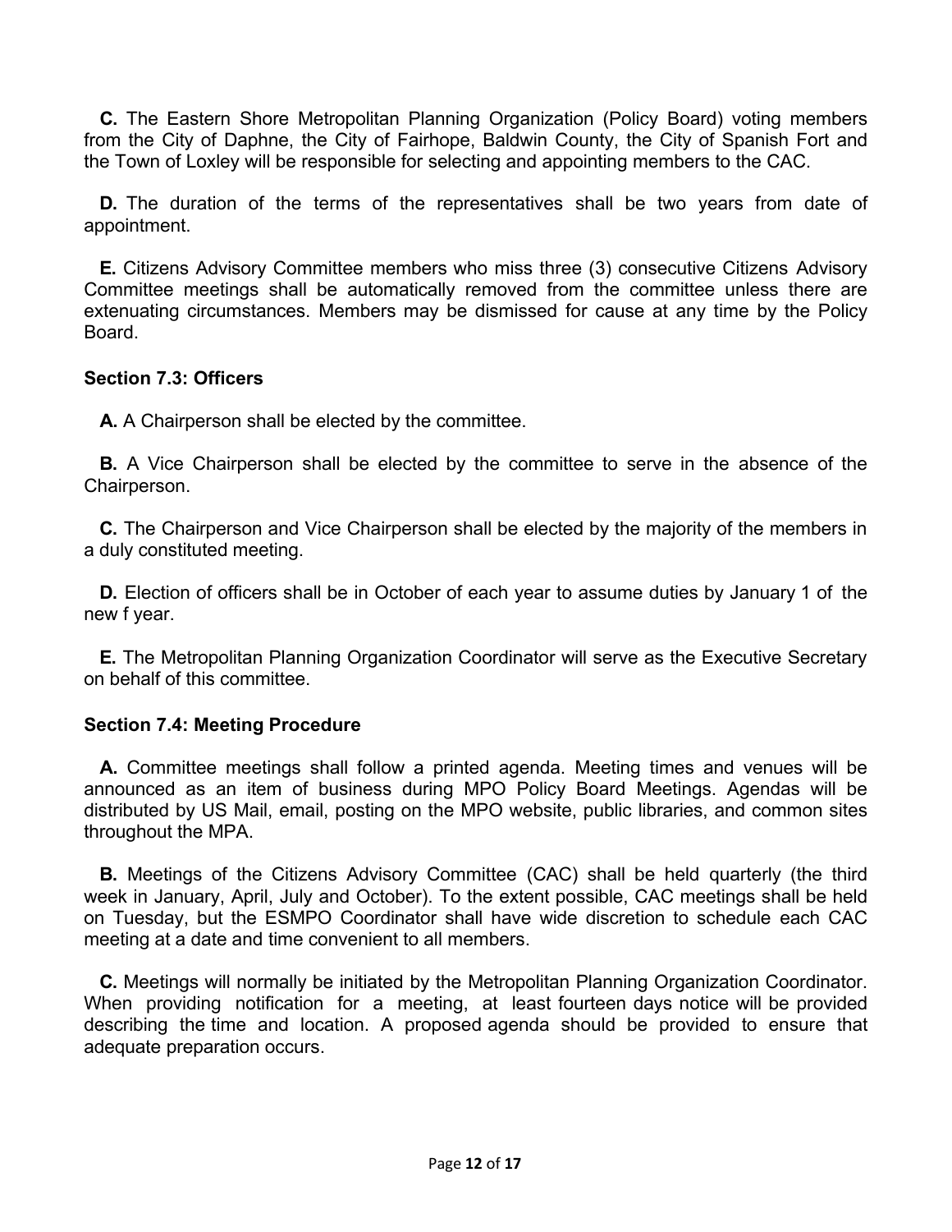**C.** The Eastern Shore Metropolitan Planning Organization (Policy Board) voting members from the City of Daphne, the City of Fairhope, Baldwin County, the City of Spanish Fort and the Town of Loxley will be responsible for selecting and appointing members to the CAC.

**D.** The duration of the terms of the representatives shall be two years from date of appointment.

**E.** Citizens Advisory Committee members who miss three (3) consecutive Citizens Advisory Committee meetings shall be automatically removed from the committee unless there are extenuating circumstances. Members may be dismissed for cause at any time by the Policy Board.

### Section 7.3: Officers

**A.** A Chairperson shall be elected by the committee.

**B.** A Vice Chairperson shall be elected by the committee to serve in the absence of the Chairperson.

**C.** The Chairperson and Vice Chairperson shall be elected by the majority of the members in a duly constituted meeting.

**D.** Election of officers shall be in October of each year to assume duties by January 1 of the new f year.

**E.** The Metropolitan Planning Organization Coordinator will serve as the Executive Secretary on behalf of this committee.

### Section 7.4: Meeting Procedure

**A.** Committee meetings shall follow a printed agenda. Meeting times and venues will be announced as an item of business during MPO Policy Board Meetings. Agendas will be distributed by US Mail, email, posting on the MPO website, public libraries, and common sites throughout the MPA.

**B.** Meetings of the Citizens Advisory Committee (CAC) shall be held quarterly (the third week in January, April, July and October). To the extent possible, CAC meetings shall be held on Tuesday, but the ESMPO Coordinator shall have wide discretion to schedule each CAC meeting at a date and time convenient to all members.

**C.** Meetings will normally be initiated by the Metropolitan Planning Organization Coordinator. When providing notification for a meeting, at least fourteen days notice will be provided describing the time and location. A proposed agenda should be provided to ensure that adequate preparation occurs.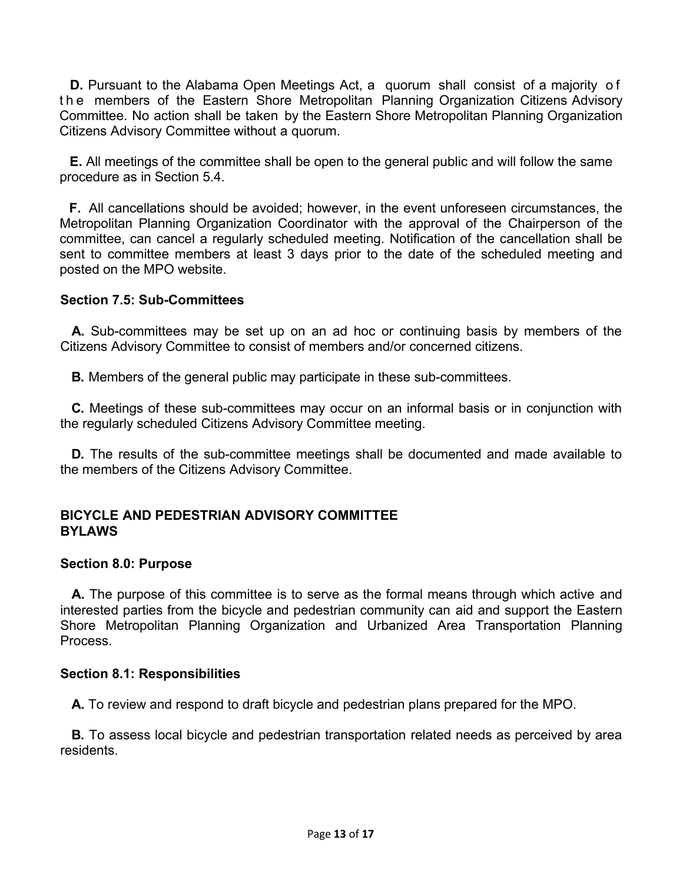**D.** Pursuant to the Alabama Open Meetings Act, a quorum shall consist of a majority of the members of the Eastern Shore Metropolitan Planning Organization Citizens Advisory Committee. No action shall be taken by the Eastern Shore Metropolitan Planning Organization Citizens Advisory Committee without a quorum.

**E.** All meetings of the committee shall be open to the general public and will follow the same procedure as in Section 5.4.

**F.** All cancellations should be avoided; however, in the event unforeseen circumstances, the Metropolitan Planning Organization Coordinator with the approval of the Chairperson of the committee, can cancel a regularly scheduled meeting. Notification of the cancellation shall be sent to committee members at least 3 days prior to the date of the scheduled meeting and posted on the MPO website.

**Section 7.5: Sub-Committees**

**A.** Sub-committees may be set up on an ad hoc or continuing basis by members of the Citizens Advisory Committee to consist of members and/or concerned citizens.

**B.** Members of the general public may participate in these sub-committees.

**C.** Meetings of these sub-committees may occur on an informal basis or in conjunction with the regularly scheduled Citizens Advisory Committee meeting.

**D.** The results of the sub-committee meetings shall be documented and made available to the members of the Citizens Advisory Committee.

## BICYCLE AND PEDESTRIAN ADVISORY COMMITTEE BYLAWS

**Section 8.0: Purpose**

**A.** The purpose of this committee is to serve as the formal means through which active and interested parties from the bicycle and pedestrian community can aid and support the Eastern Shore Metropolitan Planning Organization and Urbanized Area Transportation Planning Process.

**Section 8.1: Responsibilities**

**A.** To review and respond to draft bicycle and pedestrian plans prepared for the MPO.

**B.** To assess local bicycle and pedestrian transportation related needs as perceived by area residents.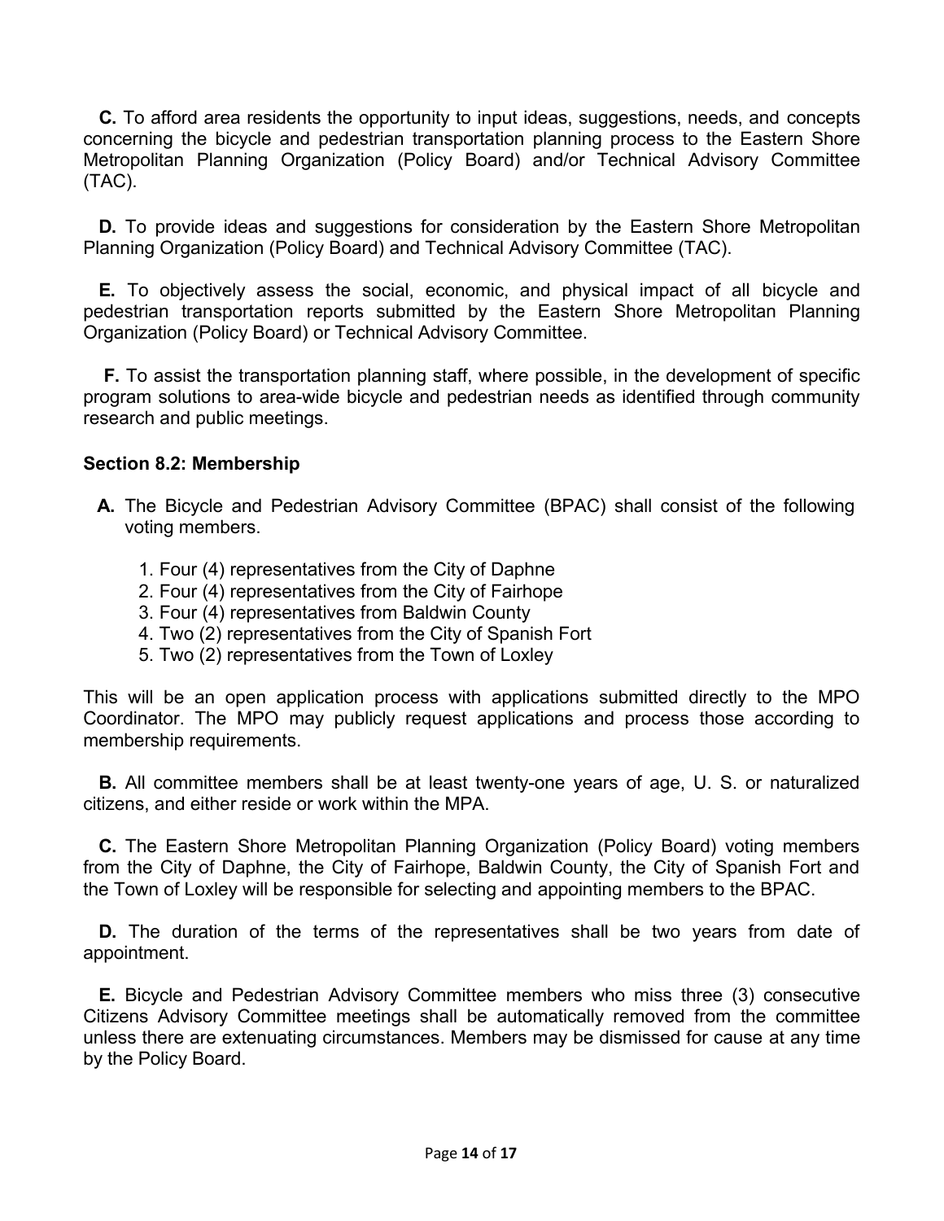**C.** To afford area residents the opportunity to input ideas, suggestions, needs, and concepts concerning the bicycle and pedestrian transportation planning process to the Eastern Shore Metropolitan Planning Organization (Policy Board) and/or Technical Advisory Committee (TAC).

**D.** To provide ideas and suggestions for consideration by the Eastern Shore Metropolitan Planning Organization (Policy Board) and Technical Advisory Committee (TAC).

**E.** To objectively assess the social, economic, and physical impact of all bicycle and pedestrian transportation reports submitted by the Eastern Shore Metropolitan Planning Organization (Policy Board) or Technical Advisory Committee.

**F.** To assist the transportation planning staff, where possible, in the development of specific program solutions to area-wide bicycle and pedestrian needs as identified through community research and public meetings.

### Section 8.2: Membership

**A.** The Bicycle and Pedestrian Advisory Committee (BPAC) shall consist of the following voting members.

1. Four (4) representatives from the City of Daphne
2. Four (4) representatives from the City of Fairhope
3. Four (4) representatives from Baldwin County
4. Two (2) representatives from the City of Spanish Fort
5. Two (2) representatives from the Town of Loxley

This will be an open application process with applications submitted directly to the MPO Coordinator. The MPO may publicly request applications and process those according to membership requirements.

**B.** All committee members shall be at least twenty-one years of age, U. S. or naturalized citizens, and either reside or work within the MPA.

**C.** The Eastern Shore Metropolitan Planning Organization (Policy Board) voting members from the City of Daphne, the City of Fairhope, Baldwin County, the City of Spanish Fort and the Town of Loxley will be responsible for selecting and appointing members to the BPAC.

**D.** The duration of the terms of the representatives shall be two years from date of appointment.

**E.** Bicycle and Pedestrian Advisory Committee members who miss three (3) consecutive Citizens Advisory Committee meetings shall be automatically removed from the committee unless there are extenuating circumstances. Members may be dismissed for cause at any time by the Policy Board.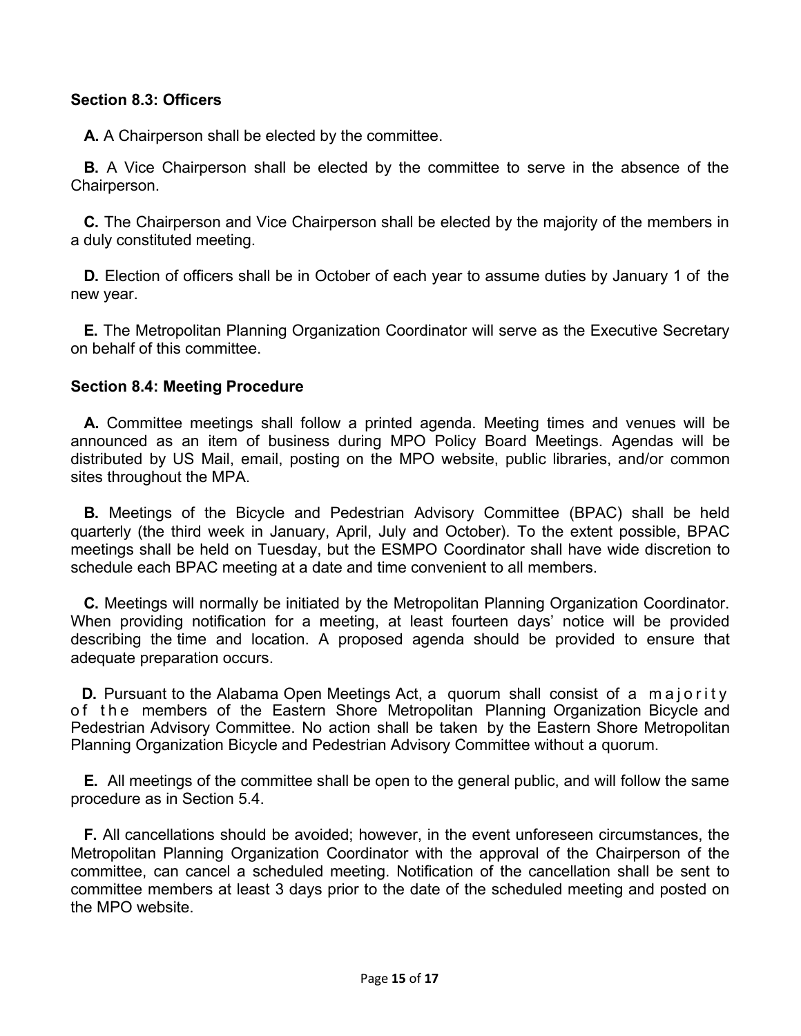### Section 8.3: Officers

**A.** A Chairperson shall be elected by the committee.

**B.** A Vice Chairperson shall be elected by the committee to serve in the absence of the Chairperson.

**C.** The Chairperson and Vice Chairperson shall be elected by the majority of the members in a duly constituted meeting.

**D.** Election of officers shall be in October of each year to assume duties by January 1 of the new year.

**E.** The Metropolitan Planning Organization Coordinator will serve as the Executive Secretary on behalf of this committee.

### Section 8.4: Meeting Procedure

**A.** Committee meetings shall follow a printed agenda. Meeting times and venues will be announced as an item of business during MPO Policy Board Meetings. Agendas will be distributed by US Mail, email, posting on the MPO website, public libraries, and/or common sites throughout the MPA.

**B.** Meetings of the Bicycle and Pedestrian Advisory Committee (BPAC) shall be held quarterly (the third week in January, April, July and October). To the extent possible, BPAC meetings shall be held on Tuesday, but the ESMPO Coordinator shall have wide discretion to schedule each BPAC meeting at a date and time convenient to all members.

**C.** Meetings will normally be initiated by the Metropolitan Planning Organization Coordinator. When providing notification for a meeting, at least fourteen days' notice will be provided describing the time and location. A proposed agenda should be provided to ensure that adequate preparation occurs.

**D.** Pursuant to the Alabama Open Meetings Act, a quorum shall consist of a majority of the members of the Eastern Shore Metropolitan Planning Organization Bicycle and Pedestrian Advisory Committee. No action shall be taken by the Eastern Shore Metropolitan Planning Organization Bicycle and Pedestrian Advisory Committee without a quorum.

**E.** All meetings of the committee shall be open to the general public, and will follow the same procedure as in Section 5.4.

**F.** All cancellations should be avoided; however, in the event unforeseen circumstances, the Metropolitan Planning Organization Coordinator with the approval of the Chairperson of the committee, can cancel a scheduled meeting. Notification of the cancellation shall be sent to committee members at least 3 days prior to the date of the scheduled meeting and posted on the MPO website.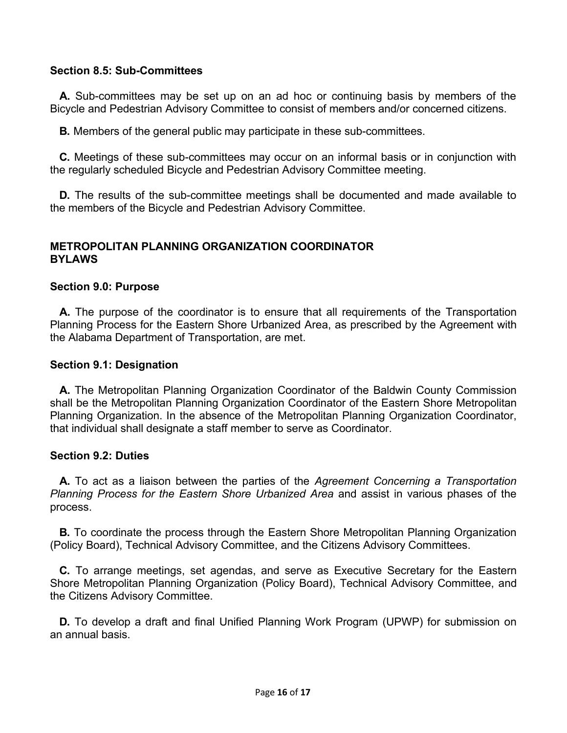### Section 8.5: Sub-Committees

**A.** Sub-committees may be set up on an ad hoc or continuing basis by members of the Bicycle and Pedestrian Advisory Committee to consist of members and/or concerned citizens.

**B.** Members of the general public may participate in these sub-committees.

**C.** Meetings of these sub-committees may occur on an informal basis or in conjunction with the regularly scheduled Bicycle and Pedestrian Advisory Committee meeting.

**D.** The results of the sub-committee meetings shall be documented and made available to the members of the Bicycle and Pedestrian Advisory Committee.

## METROPOLITAN PLANNING ORGANIZATION COORDINATOR BYLAWS

### Section 9.0: Purpose

**A.** The purpose of the coordinator is to ensure that all requirements of the Transportation Planning Process for the Eastern Shore Urbanized Area, as prescribed by the Agreement with the Alabama Department of Transportation, are met.

### Section 9.1: Designation

**A.** The Metropolitan Planning Organization Coordinator of the Baldwin County Commission shall be the Metropolitan Planning Organization Coordinator of the Eastern Shore Metropolitan Planning Organization. In the absence of the Metropolitan Planning Organization Coordinator, that individual shall designate a staff member to serve as Coordinator.

### Section 9.2: Duties

**A.** To act as a liaison between the parties of the *Agreement Concerning a Transportation Planning Process for the Eastern Shore Urbanized Area* and assist in various phases of the process.

**B.** To coordinate the process through the Eastern Shore Metropolitan Planning Organization (Policy Board), Technical Advisory Committee, and the Citizens Advisory Committees.

**C.** To arrange meetings, set agendas, and serve as Executive Secretary for the Eastern Shore Metropolitan Planning Organization (Policy Board), Technical Advisory Committee, and the Citizens Advisory Committee.

**D.** To develop a draft and final Unified Planning Work Program (UPWP) for submission on an annual basis.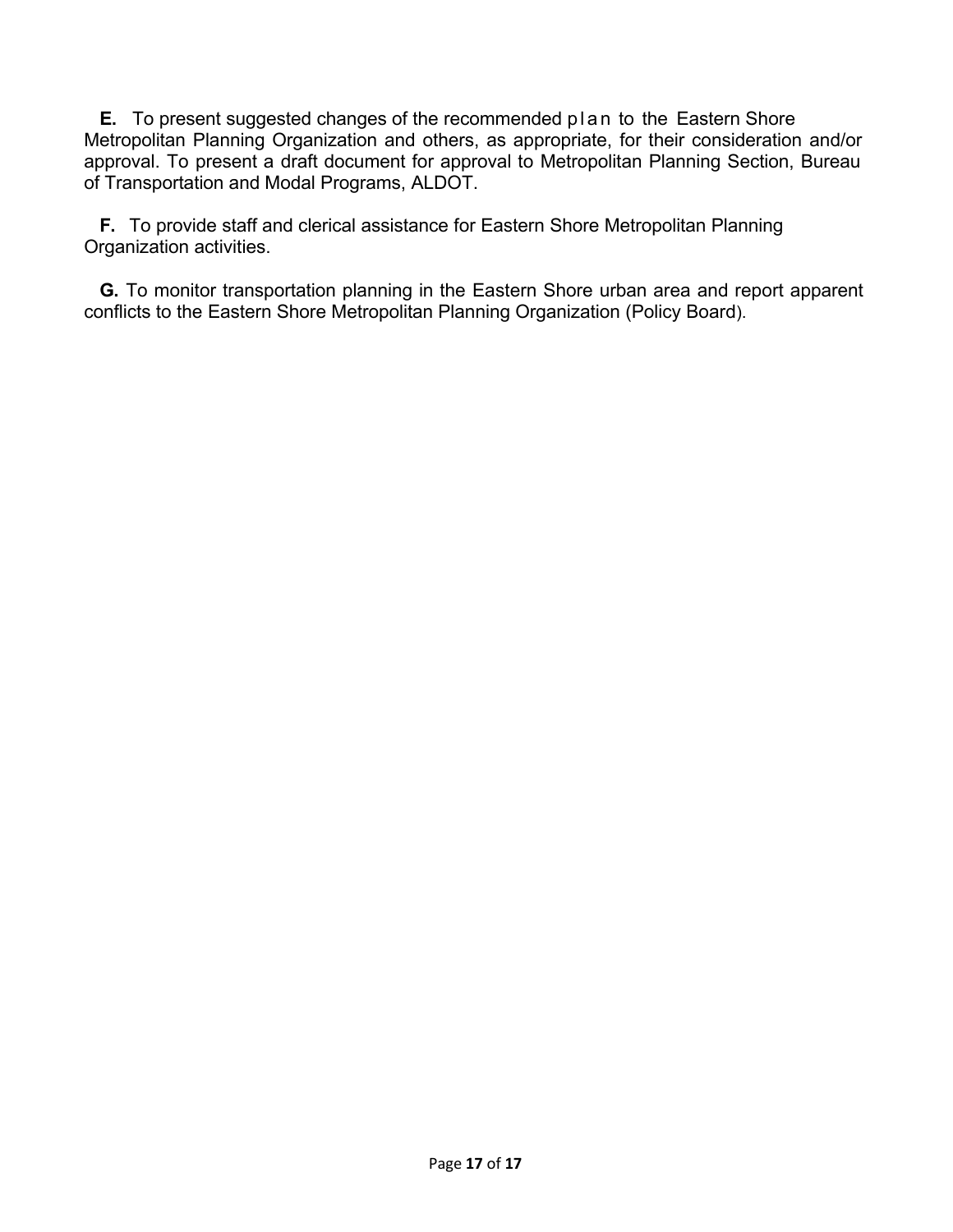**E.** To present suggested changes of the recommended plan to the Eastern Shore Metropolitan Planning Organization and others, as appropriate, for their consideration and/or approval. To present a draft document for approval to Metropolitan Planning Section, Bureau of Transportation and Modal Programs, ALDOT.

**F.** To provide staff and clerical assistance for Eastern Shore Metropolitan Planning Organization activities.

**G.** To monitor transportation planning in the Eastern Shore urban area and report apparent conflicts to the Eastern Shore Metropolitan Planning Organization (Policy Board).